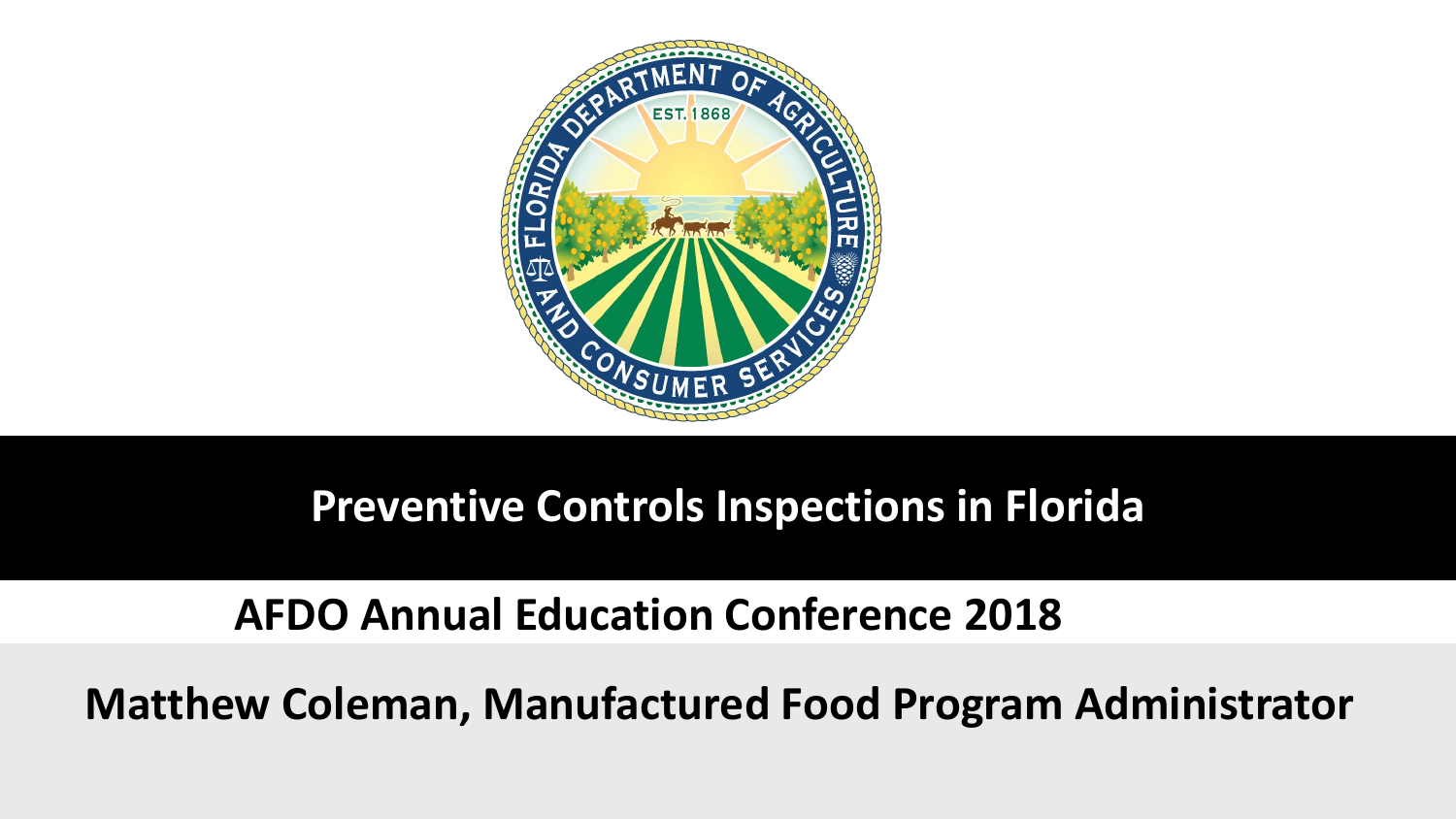# Preventive Controls Inspections in Florida

**AFDO Annual Education Conference 2018**

**Matthew Coleman, Manufactured Food Program Administrator**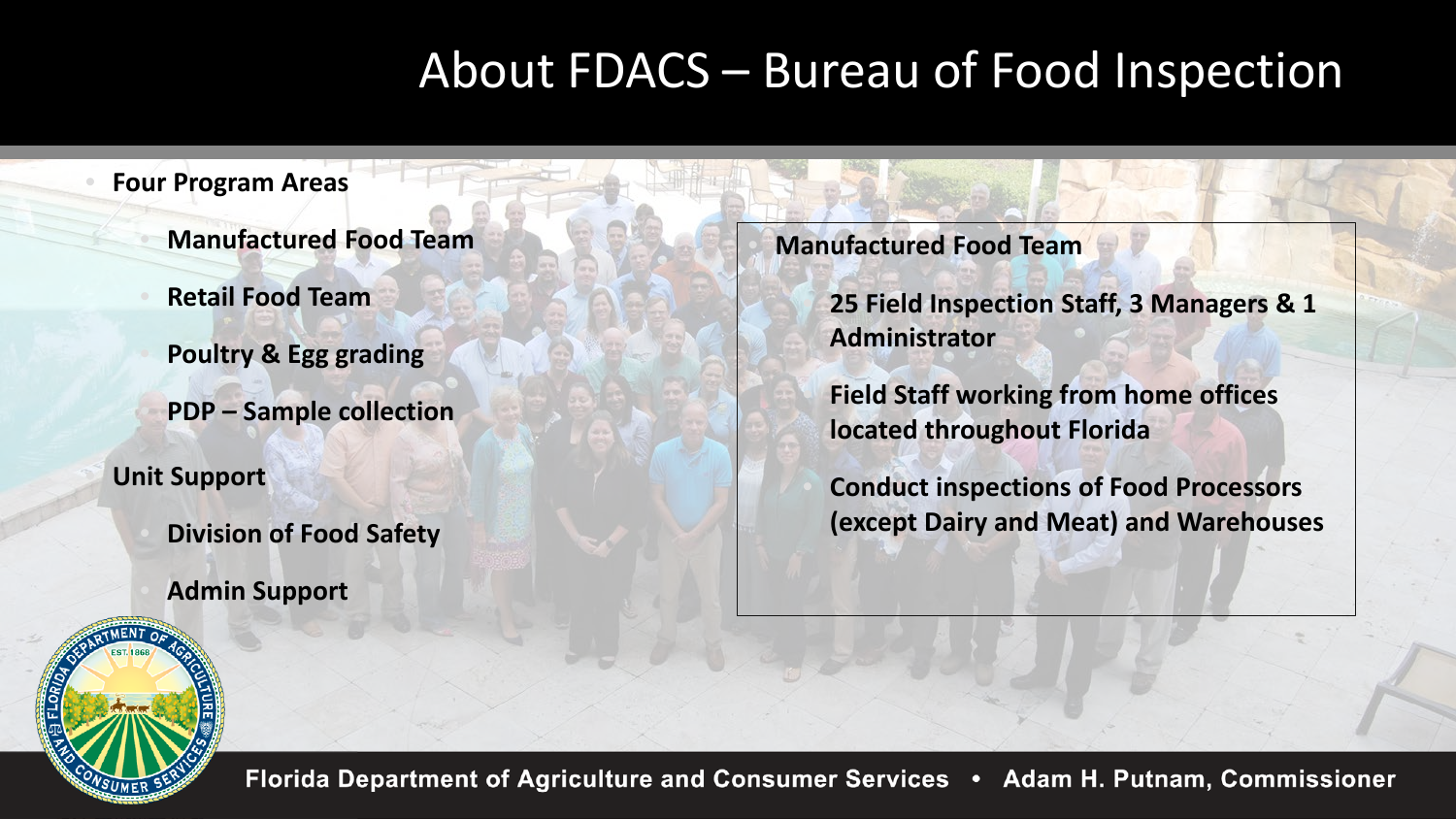# About FDACS – Bureau of Food Inspection

- **Four Program Areas**
  - **Manufactured Food Team**
  - **Retail Food Team**
  - **Poultry & Egg grading**
  - **PDP – Sample collection**
- **Unit Support**
  - **Division of Food Safety**
  - **Admin Support**

**Manufactured Food Team**

- **25 Field Inspection Staff, 3 Managers & 1 Administrator**
- **Field Staff working from home offices located throughout Florida**
- **Conduct inspections of Food Processors (except Dairy and Meat) and Warehouses**

Florida Department of Agriculture and Consumer Services • Adam H. Putnam, Commissioner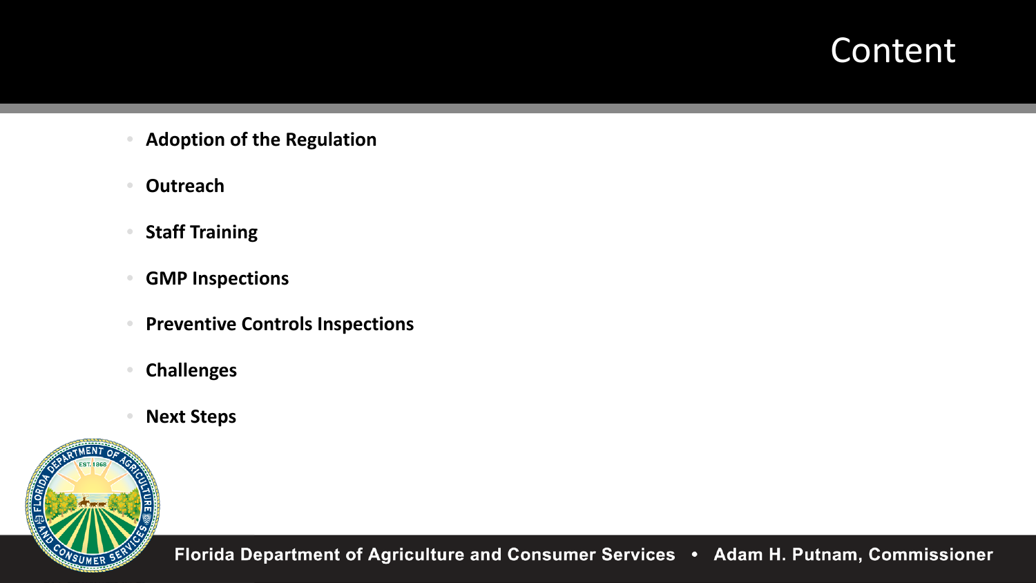# Content

- **Adoption of the Regulation**
- **Outreach**
- **Staff Training**
- **GMP Inspections**
- **Preventive Controls Inspections**
- **Challenges**
- **Next Steps**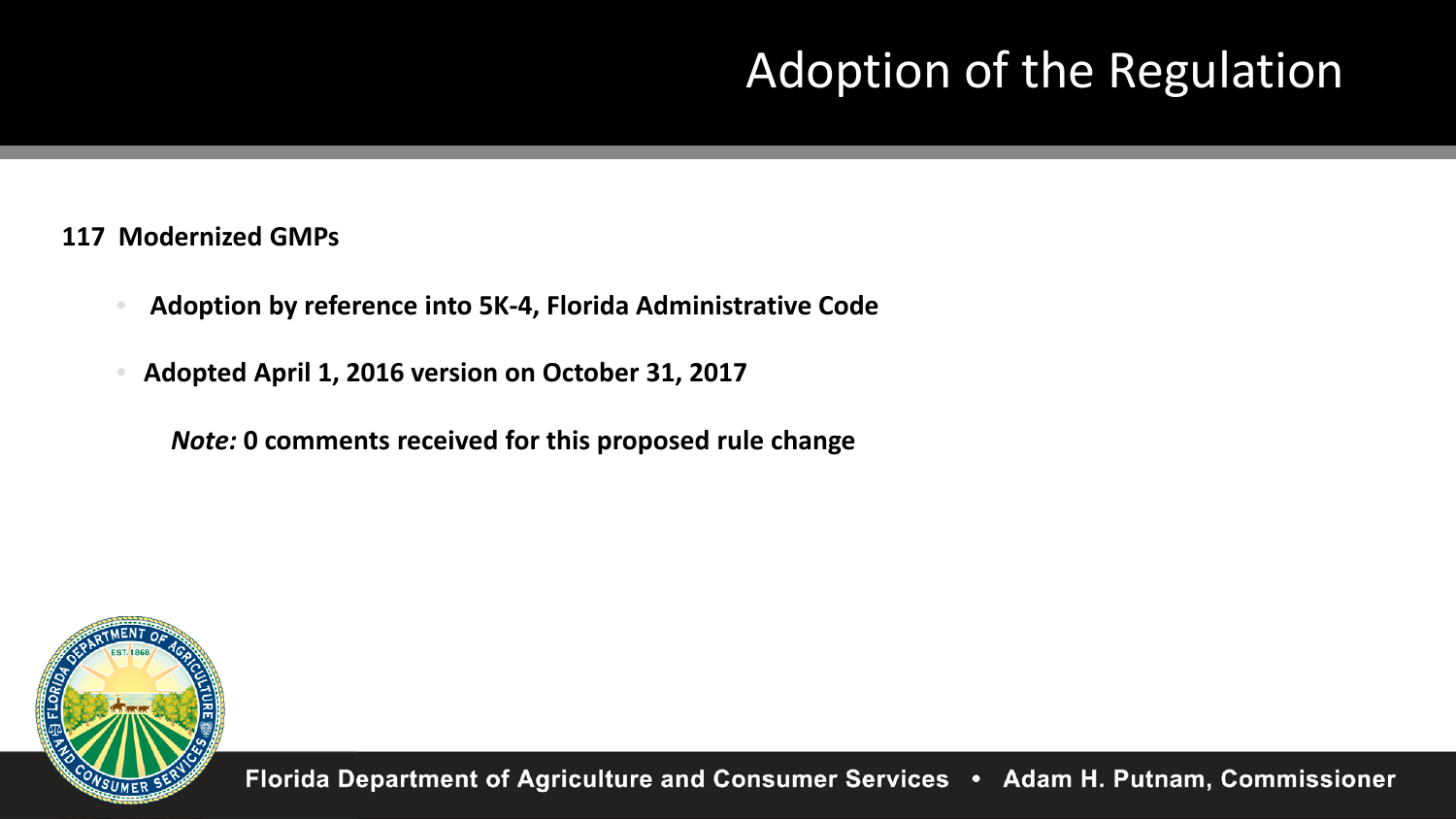# Adoption of the Regulation

**117 Modernized GMPs**

- **Adoption by reference into 5K-4, Florida Administrative Code**
- **Adopted April 1, 2016 version on October 31, 2017**

  ***Note:* 0 comments received for this proposed rule change**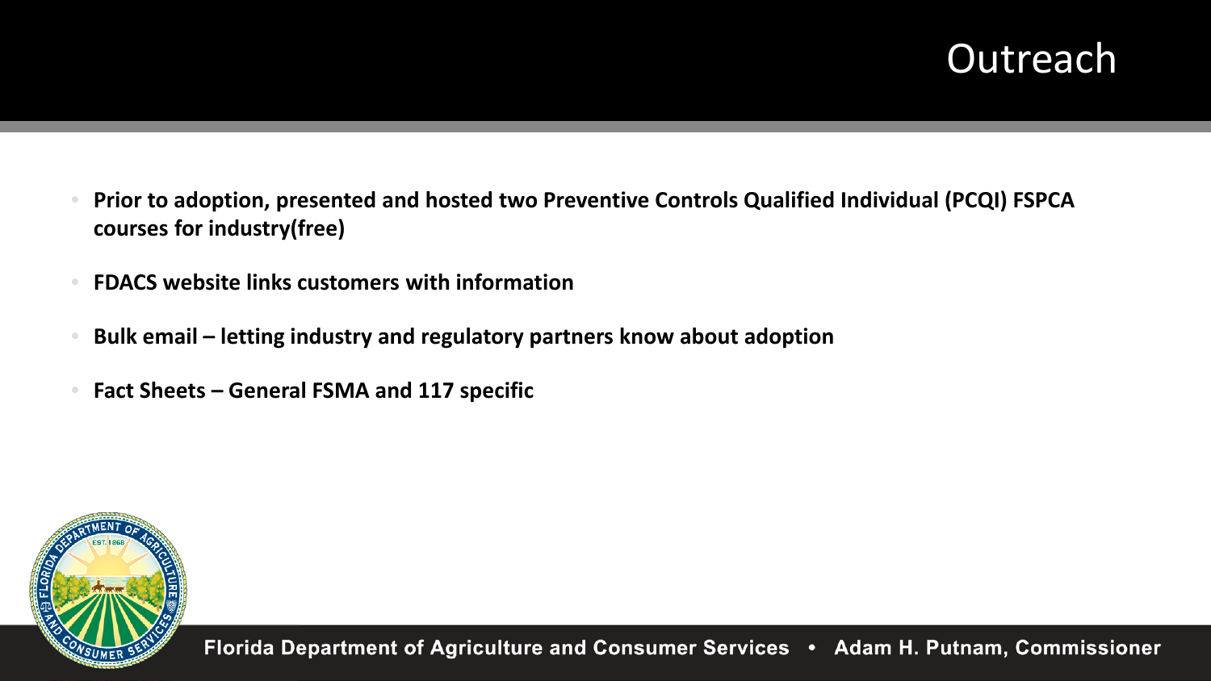# Outreach

- **Prior to adoption, presented and hosted two Preventive Controls Qualified Individual (PCQI) FSPCA courses for industry(free)**
- **FDACS website links customers with information**
- **Bulk email – letting industry and regulatory partners know about adoption**
- **Fact Sheets – General FSMA and 117 specific**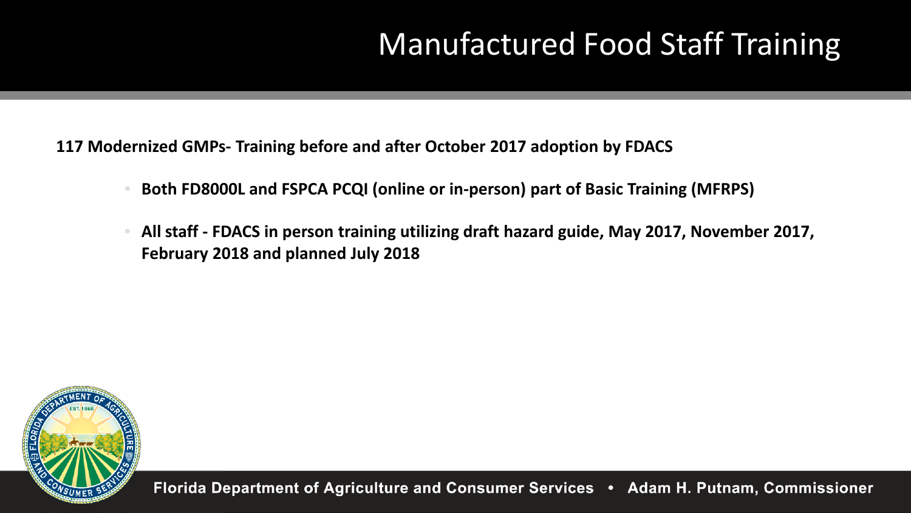# Manufactured Food Staff Training

**117 Modernized GMPs- Training before and after October 2017 adoption by FDACS**

- **Both FD8000L and FSPCA PCQI (online or in-person) part of Basic Training (MFRPS)**
- **All staff - FDACS in person training utilizing draft hazard guide, May 2017, November 2017, February 2018 and planned July 2018**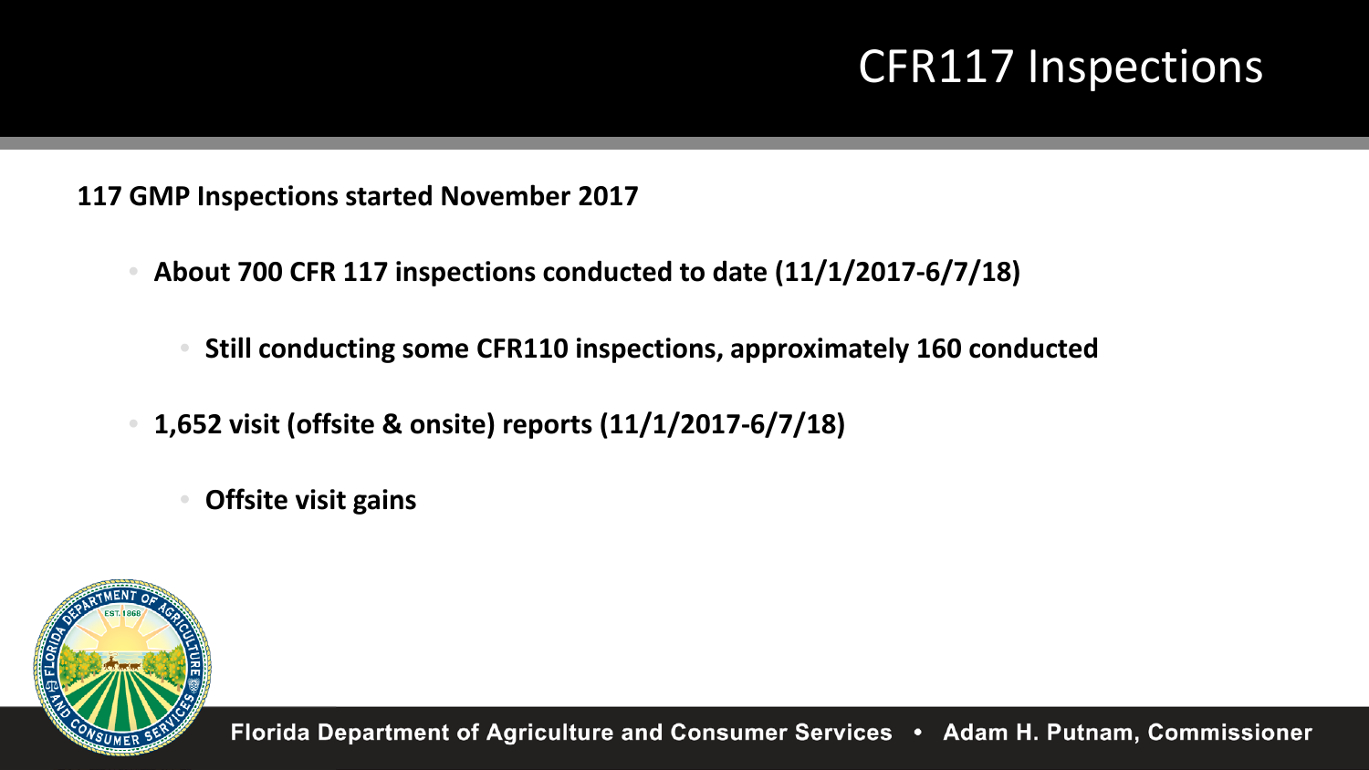# CFR117 Inspections

**117 GMP Inspections started November 2017**

- **About 700 CFR 117 inspections conducted to date (11/1/2017-6/7/18)**
  - **Still conducting some CFR110 inspections, approximately 160 conducted**
- **1,652 visit (offsite & onsite) reports (11/1/2017-6/7/18)**
  - **Offsite visit gains**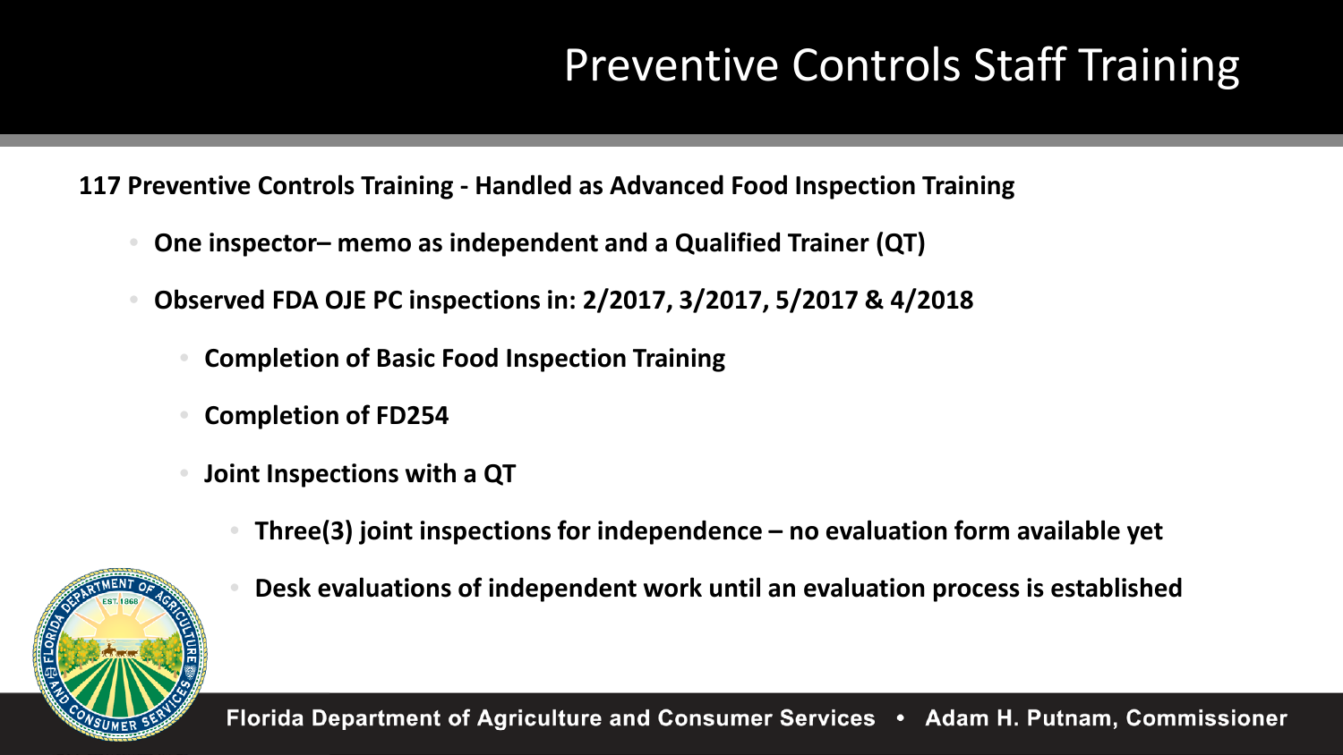# Preventive Controls Staff Training

**117 Preventive Controls Training - Handled as Advanced Food Inspection Training**

- **One inspector– memo as independent and a Qualified Trainer (QT)**
- **Observed FDA OJE PC inspections in: 2/2017, 3/2017, 5/2017 & 4/2018**
  - **Completion of Basic Food Inspection Training**
  - **Completion of FD254**
  - **Joint Inspections with a QT**
    - **Three(3) joint inspections for independence – no evaluation form available yet**
    - **Desk evaluations of independent work until an evaluation process is established**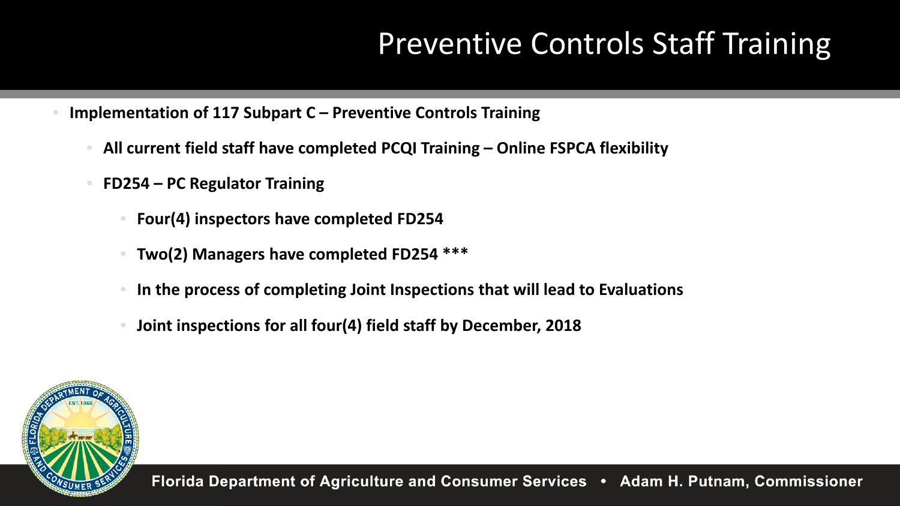# Preventive Controls Staff Training

- **Implementation of 117 Subpart C – Preventive Controls Training**
  - **All current field staff have completed PCQI Training – Online FSPCA flexibility**
  - **FD254 – PC Regulator Training**
    - **Four(4) inspectors have completed FD254**
    - **Two(2) Managers have completed FD254 ***
    - **In the process of completing Joint Inspections that will lead to Evaluations**
    - **Joint inspections for all four(4) field staff by December, 2018**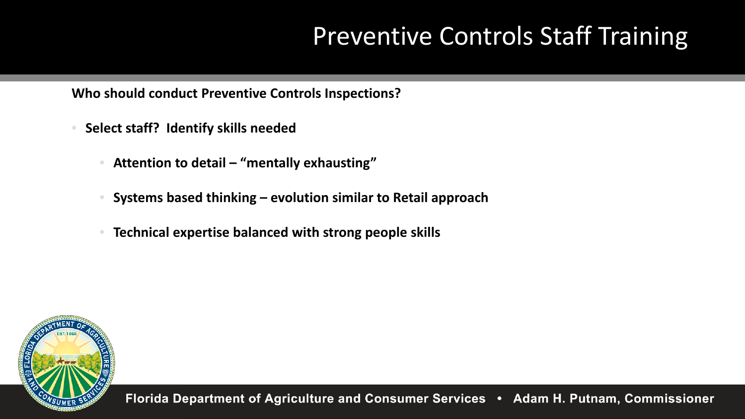# Preventive Controls Staff Training

**Who should conduct Preventive Controls Inspections?**

- **Select staff? Identify skills needed**
  - **Attention to detail – "mentally exhausting"**
  - **Systems based thinking – evolution similar to Retail approach**
  - **Technical expertise balanced with strong people skills**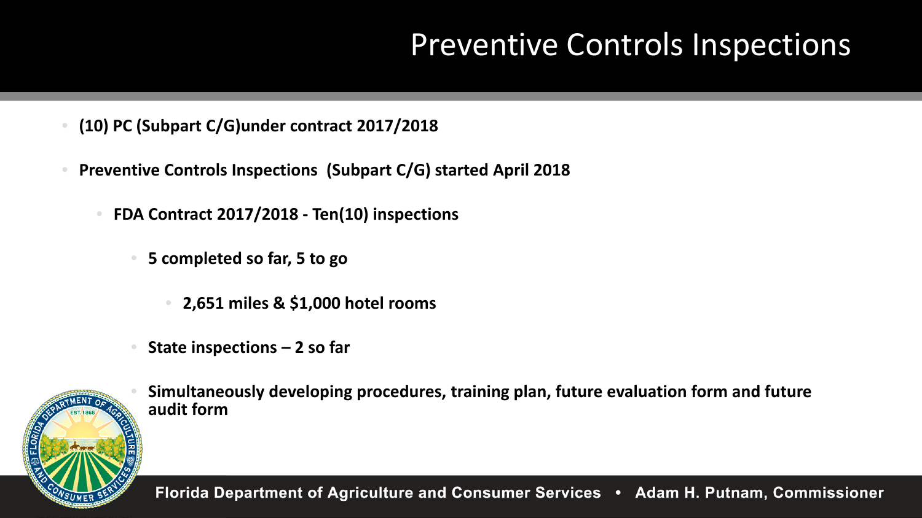# Preventive Controls Inspections

- **(10) PC (Subpart C/G)under contract 2017/2018**
- **Preventive Controls Inspections (Subpart C/G) started April 2018**
  - **FDA Contract 2017/2018 - Ten(10) inspections**
    - **5 completed so far, 5 to go**
      - **2,651 miles & $1,000 hotel rooms**
    - **State inspections – 2 so far**
    - **Simultaneously developing procedures, training plan, future evaluation form and future audit form**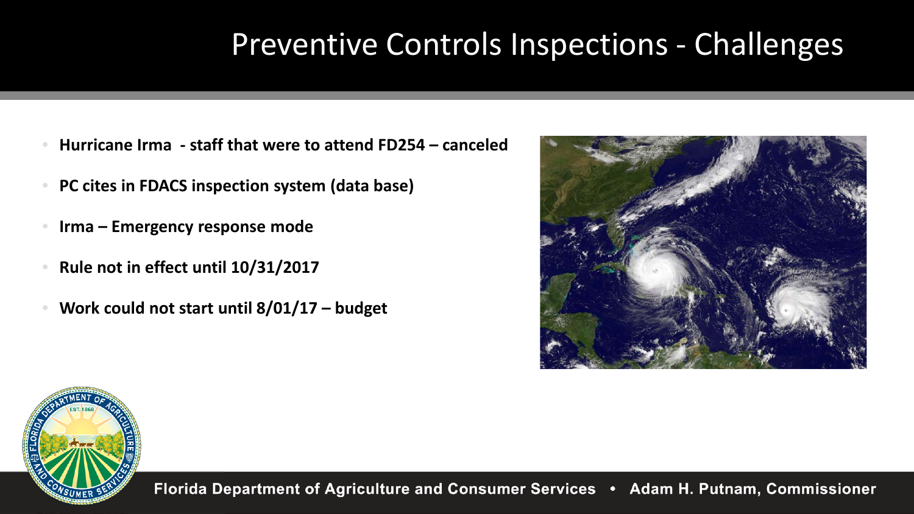# Preventive Controls Inspections - Challenges

- **Hurricane Irma - staff that were to attend FD254 – canceled**
- **PC cites in FDACS inspection system (data base)**
- **Irma – Emergency response mode**
- **Rule not in effect until 10/31/2017**
- **Work could not start until 8/01/17 – budget**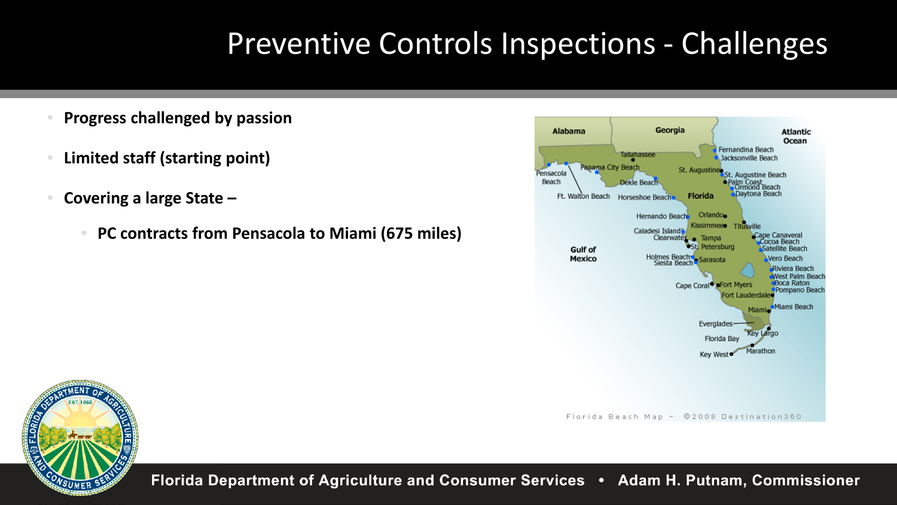# Preventive Controls Inspections - Challenges

- **Progress challenged by passion**
- **Limited staff (starting point)**
- **Covering a large State –**
  - **PC contracts from Pensacola to Miami (675 miles)**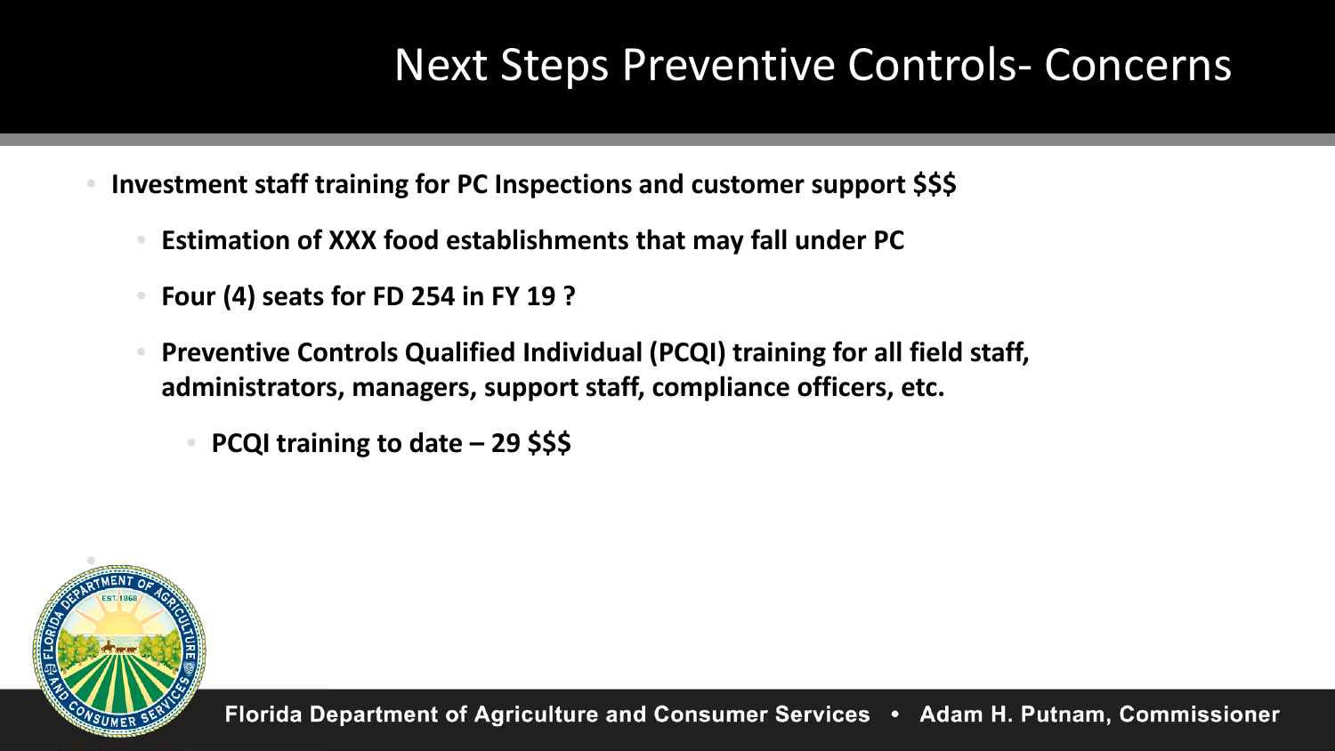# Next Steps Preventive Controls- Concerns

- **Investment staff training for PC Inspections and customer support $$$**
  - **Estimation of XXX food establishments that may fall under PC**
  - **Four (4) seats for FD 254 in FY 19 ?**
  - **Preventive Controls Qualified Individual (PCQI) training for all field staff, administrators, managers, support staff, compliance officers, etc.**
    - **PCQI training to date – 29 $$$**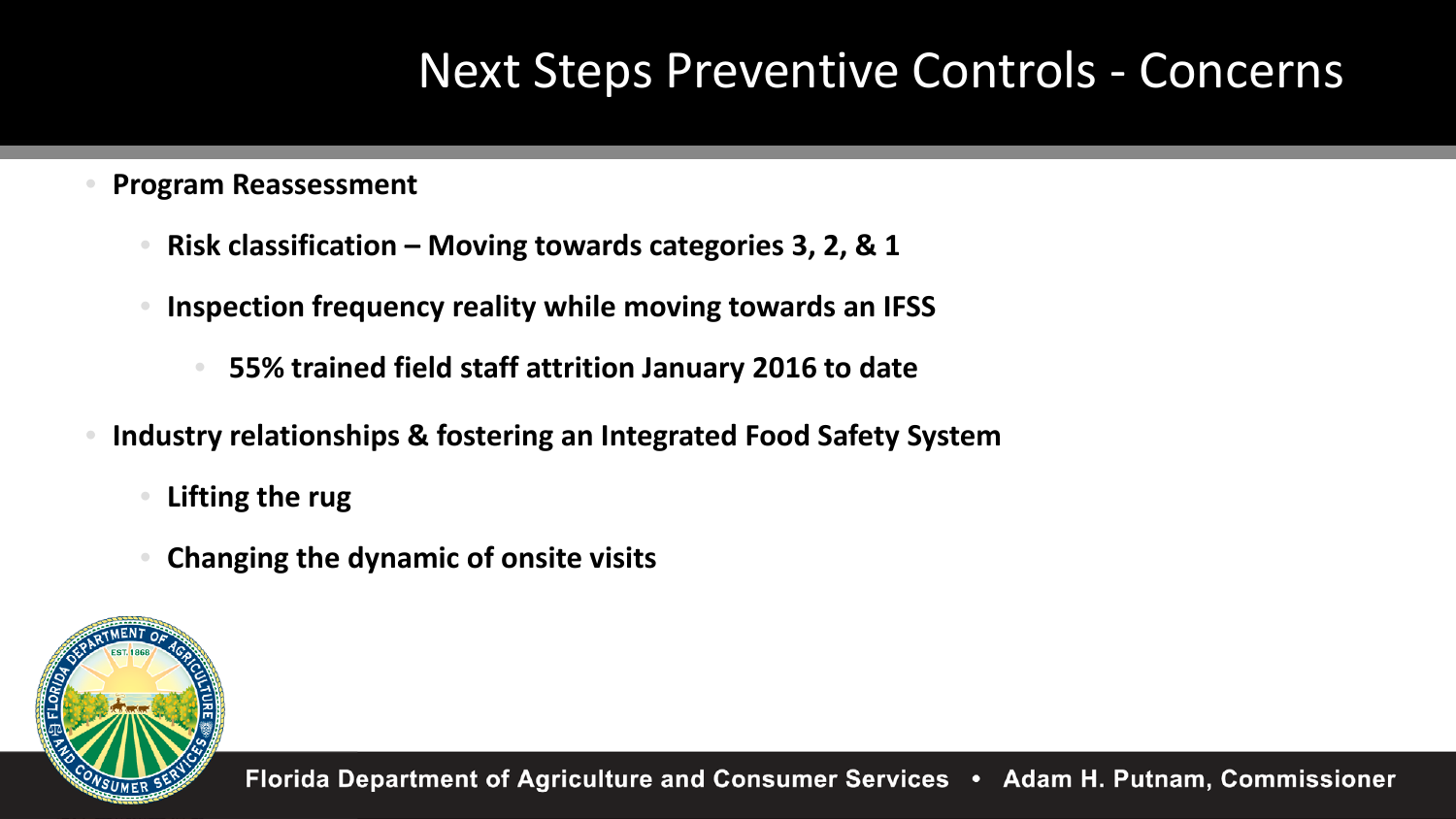# Next Steps Preventive Controls - Concerns

- **Program Reassessment**
  - **Risk classification – Moving towards categories 3, 2, & 1**
  - **Inspection frequency reality while moving towards an IFSS**
    - **55% trained field staff attrition January 2016 to date**
- **Industry relationships & fostering an Integrated Food Safety System**
  - **Lifting the rug**
  - **Changing the dynamic of onsite visits**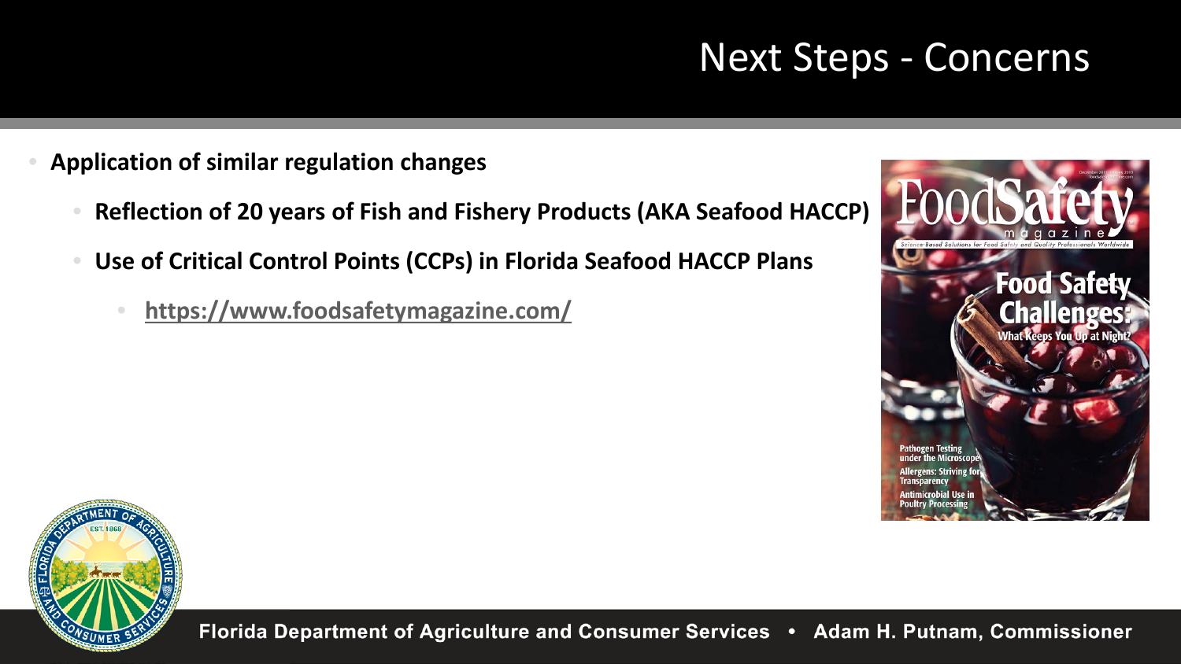# Next Steps - Concerns

- **Application of similar regulation changes**
  - **Reflection of 20 years of Fish and Fishery Products (AKA Seafood HACCP)**
  - **Use of Critical Control Points (CCPs) in Florida Seafood HACCP Plans**
    - **https://www.foodsafetymagazine.com/**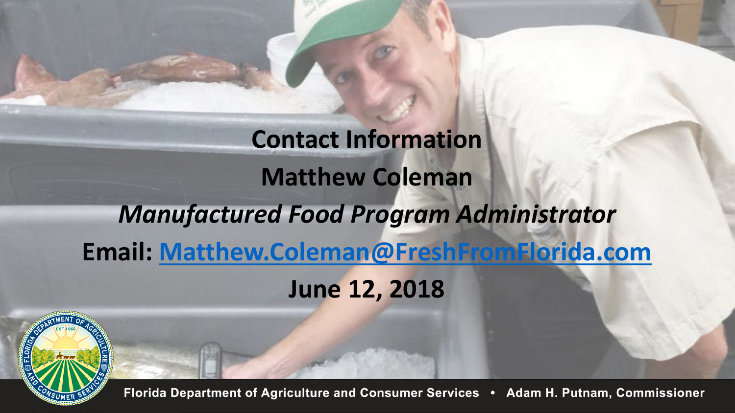# Contact Information

**Matthew Coleman**

***Manufactured Food Program Administrator***

**Email: [Matthew.Coleman@FreshFromFlorida.com](mailto:Matthew.Coleman@FreshFromFlorida.com)**

**June 12, 2018**